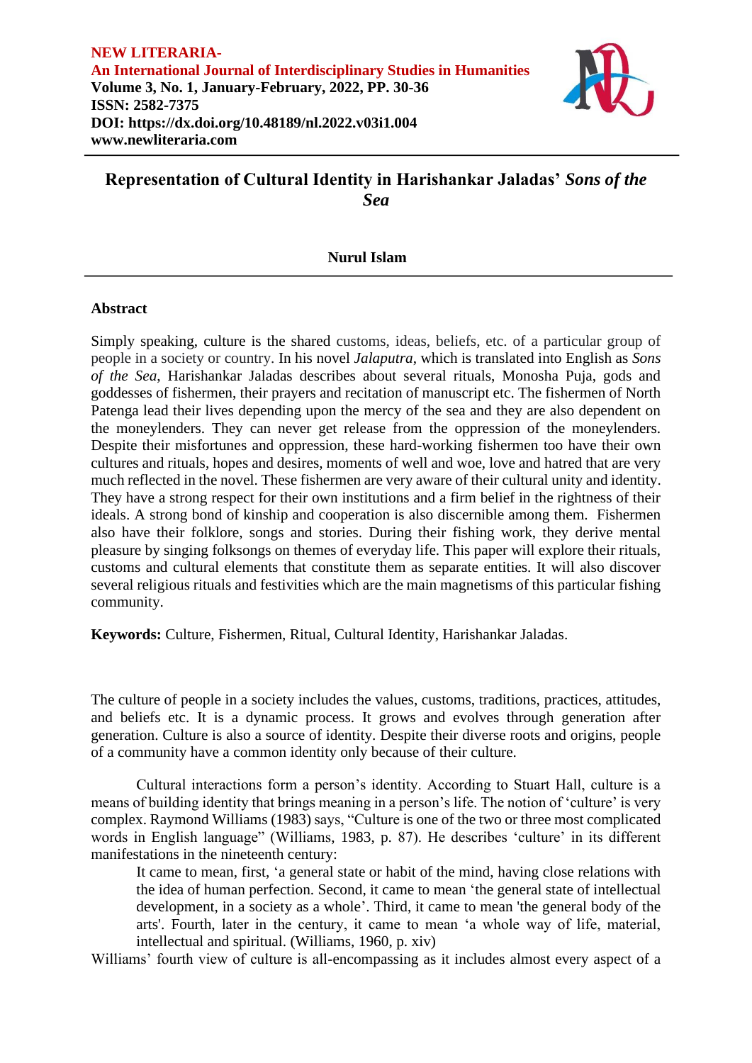**NEW LITERARIA-**
**An International Journal of Interdisciplinary Studies in Humanities**
**Volume 3, No. 1, January-February, 2022, PP. 30-36**
**ISSN: 2582-7375**
**DOI: https://dx.doi.org/10.48189/nl.2022.v03i1.004**
**www.newliteraria.com**

# Representation of Cultural Identity in Harishankar Jaladas' *Sons of the Sea*

**Nurul Islam**

## Abstract

Simply speaking, culture is the shared customs, ideas, beliefs, etc. of a particular group of people in a society or country. In his novel *Jalaputra*, which is translated into English as *Sons of the Sea*, Harishankar Jaladas describes about several rituals, Monosha Puja, gods and goddesses of fishermen, their prayers and recitation of manuscript etc. The fishermen of North Patenga lead their lives depending upon the mercy of the sea and they are also dependent on the moneylenders. They can never get release from the oppression of the moneylenders. Despite their misfortunes and oppression, these hard-working fishermen too have their own cultures and rituals, hopes and desires, moments of well and woe, love and hatred that are very much reflected in the novel. These fishermen are very aware of their cultural unity and identity. They have a strong respect for their own institutions and a firm belief in the rightness of their ideals. A strong bond of kinship and cooperation is also discernible among them. Fishermen also have their folklore, songs and stories. During their fishing work, they derive mental pleasure by singing folksongs on themes of everyday life. This paper will explore their rituals, customs and cultural elements that constitute them as separate entities. It will also discover several religious rituals and festivities which are the main magnetisms of this particular fishing community.

**Keywords:** Culture, Fishermen, Ritual, Cultural Identity, Harishankar Jaladas.

The culture of people in a society includes the values, customs, traditions, practices, attitudes, and beliefs etc. It is a dynamic process. It grows and evolves through generation after generation. Culture is also a source of identity. Despite their diverse roots and origins, people of a community have a common identity only because of their culture.

Cultural interactions form a person's identity. According to Stuart Hall, culture is a means of building identity that brings meaning in a person's life. The notion of 'culture' is very complex. Raymond Williams (1983) says, "Culture is one of the two or three most complicated words in English language" (Williams, 1983, p. 87). He describes 'culture' in its different manifestations in the nineteenth century:

> It came to mean, first, 'a general state or habit of the mind, having close relations with the idea of human perfection. Second, it came to mean 'the general state of intellectual development, in a society as a whole'. Third, it came to mean 'the general body of the arts'. Fourth, later in the century, it came to mean 'a whole way of life, material, intellectual and spiritual. (Williams, 1960, p. xiv)

Williams' fourth view of culture is all-encompassing as it includes almost every aspect of a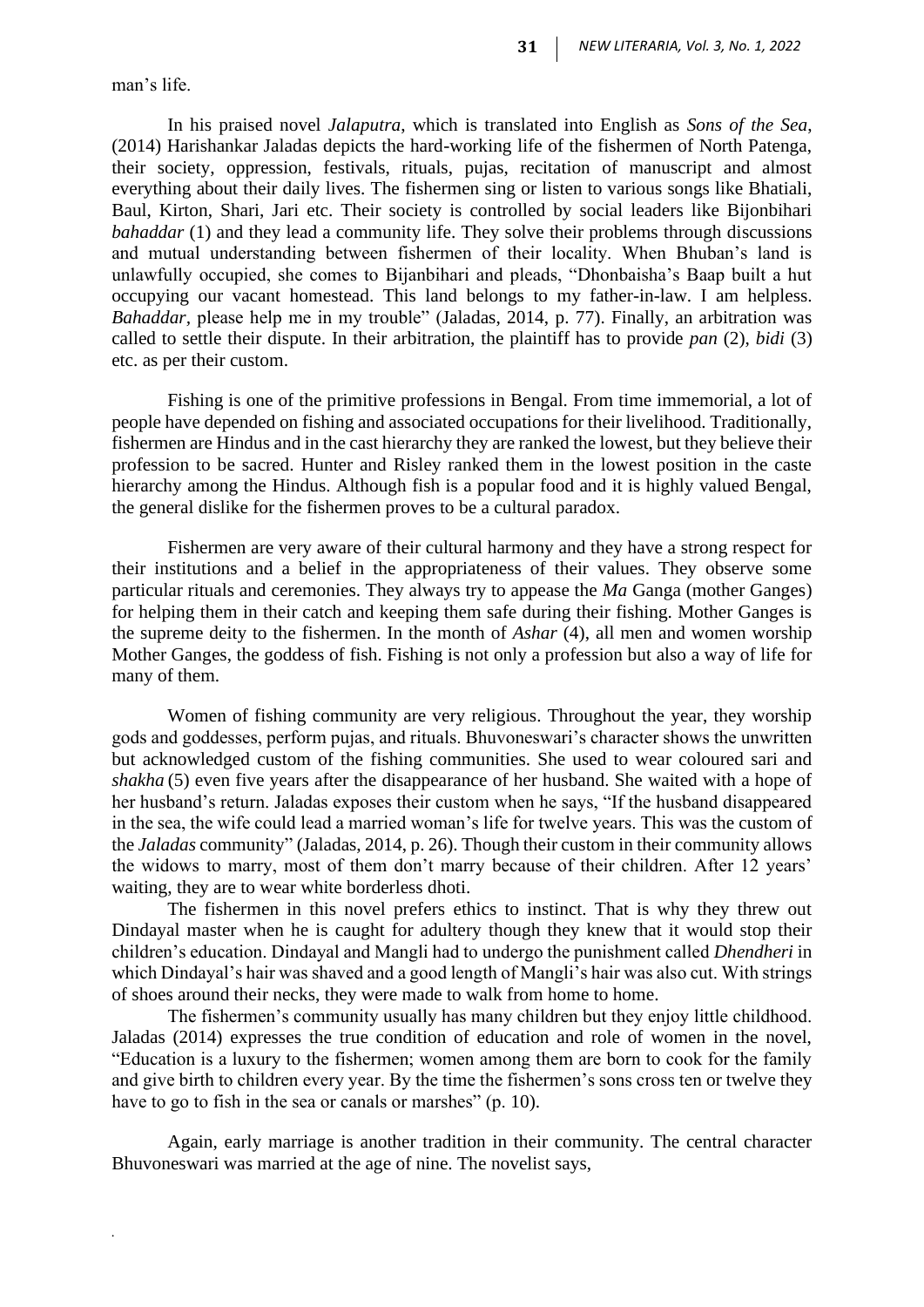man's life.

In his praised novel *Jalaputra*, which is translated into English as *Sons of the Sea*, (2014) Harishankar Jaladas depicts the hard-working life of the fishermen of North Patenga, their society, oppression, festivals, rituals, pujas, recitation of manuscript and almost everything about their daily lives. The fishermen sing or listen to various songs like Bhatiali, Baul, Kirton, Shari, Jari etc. Their society is controlled by social leaders like Bijonbihari *bahaddar* (1) and they lead a community life. They solve their problems through discussions and mutual understanding between fishermen of their locality. When Bhuban's land is unlawfully occupied, she comes to Bijanbihari and pleads, "Dhonbaisha's Baap built a hut occupying our vacant homestead. This land belongs to my father-in-law. I am helpless. *Bahaddar*, please help me in my trouble" (Jaladas, 2014, p. 77). Finally, an arbitration was called to settle their dispute. In their arbitration, the plaintiff has to provide *pan* (2), *bidi* (3) etc. as per their custom.

Fishing is one of the primitive professions in Bengal. From time immemorial, a lot of people have depended on fishing and associated occupations for their livelihood. Traditionally, fishermen are Hindus and in the cast hierarchy they are ranked the lowest, but they believe their profession to be sacred. Hunter and Risley ranked them in the lowest position in the caste hierarchy among the Hindus. Although fish is a popular food and it is highly valued Bengal, the general dislike for the fishermen proves to be a cultural paradox.

Fishermen are very aware of their cultural harmony and they have a strong respect for their institutions and a belief in the appropriateness of their values. They observe some particular rituals and ceremonies. They always try to appease the *Ma* Ganga (mother Ganges) for helping them in their catch and keeping them safe during their fishing. Mother Ganges is the supreme deity to the fishermen. In the month of *Ashar* (4), all men and women worship Mother Ganges, the goddess of fish. Fishing is not only a profession but also a way of life for many of them.

Women of fishing community are very religious. Throughout the year, they worship gods and goddesses, perform pujas, and rituals. Bhuvoneswari's character shows the unwritten but acknowledged custom of the fishing communities. She used to wear coloured sari and *shakha* (5) even five years after the disappearance of her husband. She waited with a hope of her husband's return. Jaladas exposes their custom when he says, "If the husband disappeared in the sea, the wife could lead a married woman's life for twelve years. This was the custom of the *Jaladas* community" (Jaladas, 2014, p. 26). Though their custom in their community allows the widows to marry, most of them don't marry because of their children. After 12 years' waiting, they are to wear white borderless dhoti.

The fishermen in this novel prefers ethics to instinct. That is why they threw out Dindayal master when he is caught for adultery though they knew that it would stop their children's education. Dindayal and Mangli had to undergo the punishment called *Dhendheri* in which Dindayal's hair was shaved and a good length of Mangli's hair was also cut. With strings of shoes around their necks, they were made to walk from home to home.

The fishermen's community usually has many children but they enjoy little childhood. Jaladas (2014) expresses the true condition of education and role of women in the novel, "Education is a luxury to the fishermen; women among them are born to cook for the family and give birth to children every year. By the time the fishermen's sons cross ten or twelve they have to go to fish in the sea or canals or marshes" (p. 10).

Again, early marriage is another tradition in their community. The central character Bhuvoneswari was married at the age of nine. The novelist says,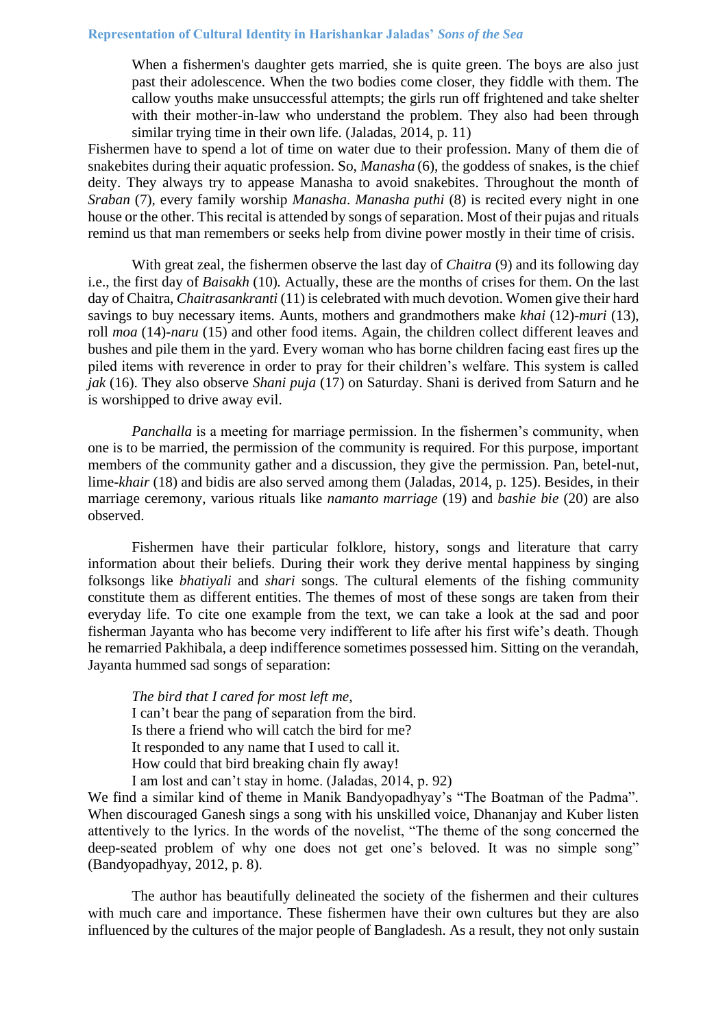> When a fishermen's daughter gets married, she is quite green. The boys are also just past their adolescence. When the two bodies come closer, they fiddle with them. The callow youths make unsuccessful attempts; the girls run off frightened and take shelter with their mother-in-law who understand the problem. They also had been through similar trying time in their own life. (Jaladas, 2014, p. 11)

Fishermen have to spend a lot of time on water due to their profession. Many of them die of snakebites during their aquatic profession. So, *Manasha* (6), the goddess of snakes, is the chief deity. They always try to appease Manasha to avoid snakebites. Throughout the month of *Sraban* (7), every family worship *Manasha*. *Manasha puthi* (8) is recited every night in one house or the other. This recital is attended by songs of separation. Most of their pujas and rituals remind us that man remembers or seeks help from divine power mostly in their time of crisis.

With great zeal, the fishermen observe the last day of *Chaitra* (9) and its following day i.e., the first day of *Baisakh* (10). Actually, these are the months of crises for them. On the last day of Chaitra, *Chaitrasankranti* (11) is celebrated with much devotion. Women give their hard savings to buy necessary items. Aunts, mothers and grandmothers make *khai* (12)-*muri* (13), roll *moa* (14)-*naru* (15) and other food items. Again, the children collect different leaves and bushes and pile them in the yard. Every woman who has borne children facing east fires up the piled items with reverence in order to pray for their children's welfare. This system is called *jak* (16). They also observe *Shani puja* (17) on Saturday. Shani is derived from Saturn and he is worshipped to drive away evil.

*Panchalla* is a meeting for marriage permission. In the fishermen's community, when one is to be married, the permission of the community is required. For this purpose, important members of the community gather and a discussion, they give the permission. Pan, betel-nut, lime-*khair* (18) and bidis are also served among them (Jaladas, 2014, p. 125). Besides, in their marriage ceremony, various rituals like *namanto marriage* (19) and *bashie bie* (20) are also observed.

Fishermen have their particular folklore, history, songs and literature that carry information about their beliefs. During their work they derive mental happiness by singing folksongs like *bhatiyali* and *shari* songs. The cultural elements of the fishing community constitute them as different entities. The themes of most of these songs are taken from their everyday life. To cite one example from the text, we can take a look at the sad and poor fisherman Jayanta who has become very indifferent to life after his first wife's death. Though he remarried Pakhibala, a deep indifference sometimes possessed him. Sitting on the verandah, Jayanta hummed sad songs of separation:

> *The bird that I cared for most left me,*
> I can't bear the pang of separation from the bird.
> Is there a friend who will catch the bird for me?
> It responded to any name that I used to call it.
> How could that bird breaking chain fly away!
> I am lost and can't stay in home. (Jaladas, 2014, p. 92)

We find a similar kind of theme in Manik Bandyopadhyay's "The Boatman of the Padma". When discouraged Ganesh sings a song with his unskilled voice, Dhananjay and Kuber listen attentively to the lyrics. In the words of the novelist, "The theme of the song concerned the deep-seated problem of why one does not get one's beloved. It was no simple song" (Bandyopadhyay, 2012, p. 8).

The author has beautifully delineated the society of the fishermen and their cultures with much care and importance. These fishermen have their own cultures but they are also influenced by the cultures of the major people of Bangladesh. As a result, they not only sustain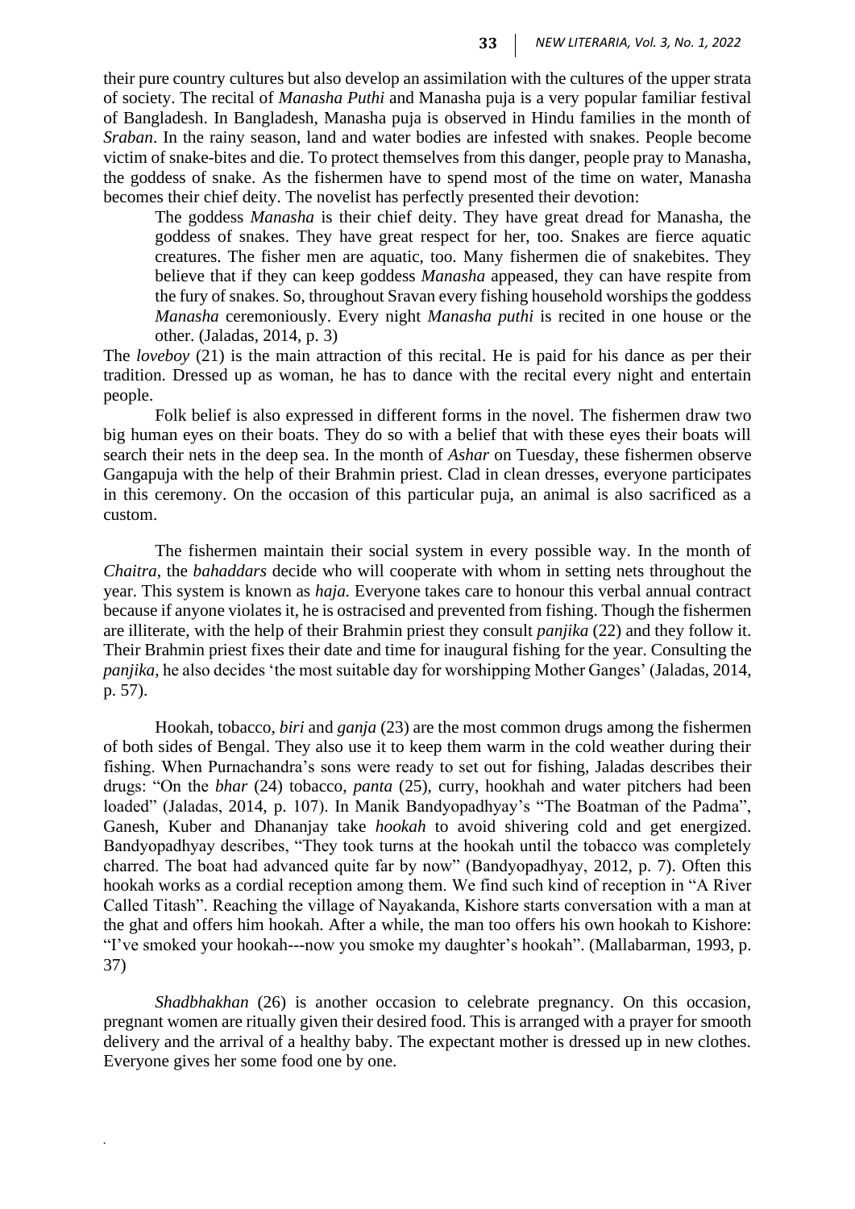their pure country cultures but also develop an assimilation with the cultures of the upper strata of society. The recital of *Manasha Puthi* and Manasha puja is a very popular familiar festival of Bangladesh. In Bangladesh, Manasha puja is observed in Hindu families in the month of *Sraban*. In the rainy season, land and water bodies are infested with snakes. People become victim of snake-bites and die. To protect themselves from this danger, people pray to Manasha, the goddess of snake. As the fishermen have to spend most of the time on water, Manasha becomes their chief deity. The novelist has perfectly presented their devotion:

> The goddess *Manasha* is their chief deity. They have great dread for Manasha, the goddess of snakes. They have great respect for her, too. Snakes are fierce aquatic creatures. The fisher men are aquatic, too. Many fishermen die of snakebites. They believe that if they can keep goddess *Manasha* appeased, they can have respite from the fury of snakes. So, throughout Sravan every fishing household worships the goddess *Manasha* ceremoniously. Every night *Manasha puthi* is recited in one house or the other. (Jaladas, 2014, p. 3)

The *loveboy* (21) is the main attraction of this recital. He is paid for his dance as per their tradition. Dressed up as woman, he has to dance with the recital every night and entertain people.

Folk belief is also expressed in different forms in the novel. The fishermen draw two big human eyes on their boats. They do so with a belief that with these eyes their boats will search their nets in the deep sea. In the month of *Ashar* on Tuesday, these fishermen observe Gangapuja with the help of their Brahmin priest. Clad in clean dresses, everyone participates in this ceremony. On the occasion of this particular puja, an animal is also sacrificed as a custom.

The fishermen maintain their social system in every possible way. In the month of *Chaitra*, the *bahaddars* decide who will cooperate with whom in setting nets throughout the year. This system is known as *haja.* Everyone takes care to honour this verbal annual contract because if anyone violates it, he is ostracised and prevented from fishing. Though the fishermen are illiterate, with the help of their Brahmin priest they consult *panjika* (22) and they follow it. Their Brahmin priest fixes their date and time for inaugural fishing for the year. Consulting the *panjika*, he also decides 'the most suitable day for worshipping Mother Ganges' (Jaladas, 2014, p. 57).

Hookah, tobacco, *biri* and *ganja* (23) are the most common drugs among the fishermen of both sides of Bengal. They also use it to keep them warm in the cold weather during their fishing. When Purnachandra's sons were ready to set out for fishing, Jaladas describes their drugs: "On the *bhar* (24) tobacco, *panta* (25), curry, hookhah and water pitchers had been loaded" (Jaladas, 2014, p. 107). In Manik Bandyopadhyay's "The Boatman of the Padma", Ganesh, Kuber and Dhananjay take *hookah* to avoid shivering cold and get energized. Bandyopadhyay describes, "They took turns at the hookah until the tobacco was completely charred. The boat had advanced quite far by now" (Bandyopadhyay, 2012, p. 7). Often this hookah works as a cordial reception among them. We find such kind of reception in "A River Called Titash". Reaching the village of Nayakanda, Kishore starts conversation with a man at the ghat and offers him hookah. After a while, the man too offers his own hookah to Kishore: "I've smoked your hookah---now you smoke my daughter's hookah". (Mallabarman, 1993, p. 37)

*Shadbhakhan* (26) is another occasion to celebrate pregnancy. On this occasion, pregnant women are ritually given their desired food. This is arranged with a prayer for smooth delivery and the arrival of a healthy baby. The expectant mother is dressed up in new clothes. Everyone gives her some food one by one.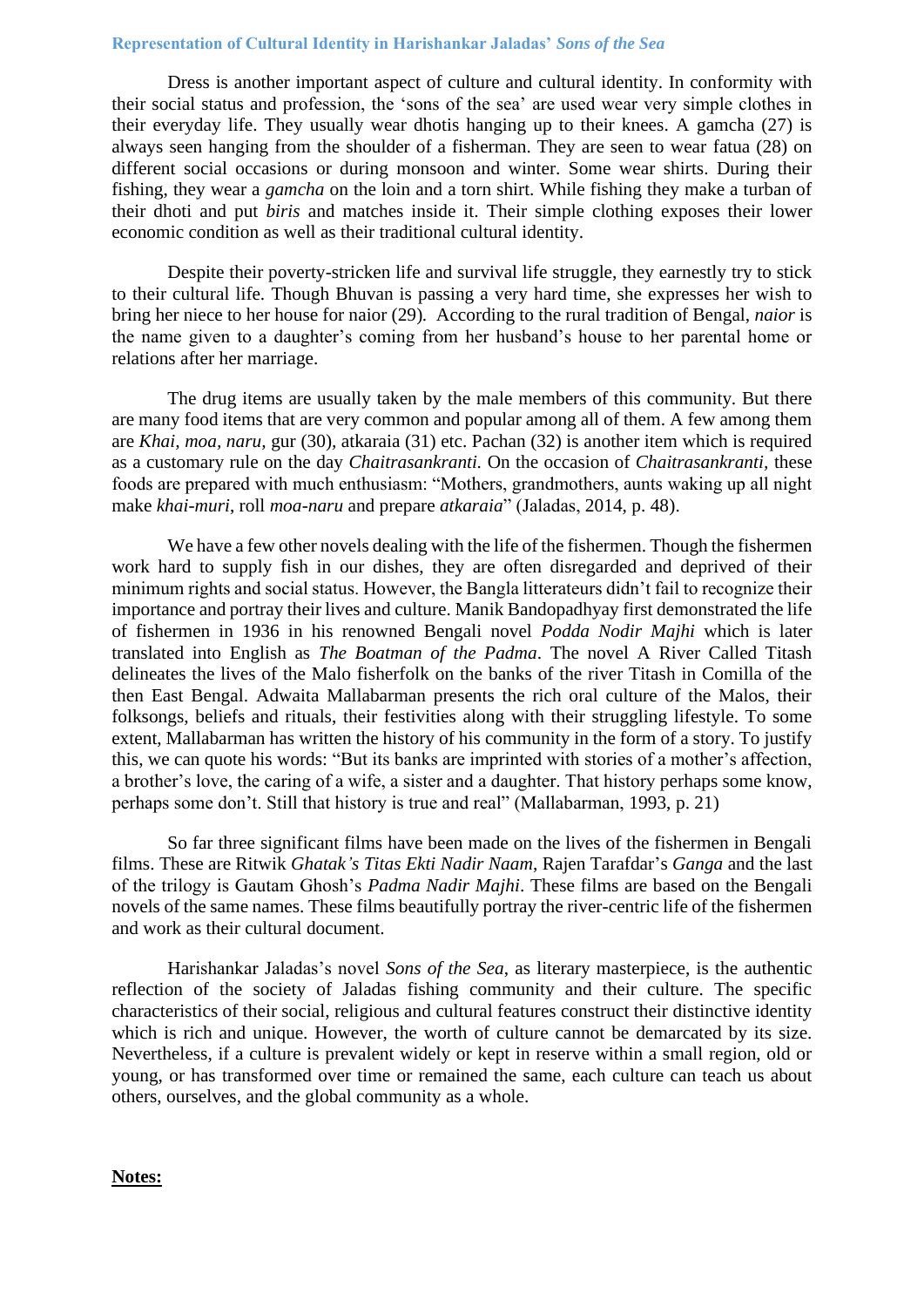Dress is another important aspect of culture and cultural identity. In conformity with their social status and profession, the 'sons of the sea' are used wear very simple clothes in their everyday life. They usually wear dhotis hanging up to their knees. A gamcha (27) is always seen hanging from the shoulder of a fisherman. They are seen to wear fatua (28) on different social occasions or during monsoon and winter. Some wear shirts. During their fishing, they wear a *gamcha* on the loin and a torn shirt. While fishing they make a turban of their dhoti and put *biris* and matches inside it. Their simple clothing exposes their lower economic condition as well as their traditional cultural identity.

Despite their poverty-stricken life and survival life struggle, they earnestly try to stick to their cultural life. Though Bhuvan is passing a very hard time, she expresses her wish to bring her niece to her house for naior (29). According to the rural tradition of Bengal, *naior* is the name given to a daughter's coming from her husband's house to her parental home or relations after her marriage.

The drug items are usually taken by the male members of this community. But there are many food items that are very common and popular among all of them. A few among them are *Khai, moa, naru,* gur (30), atkaraia (31) etc. Pachan (32) is another item which is required as a customary rule on the day *Chaitrasankranti.* On the occasion of *Chaitrasankranti,* these foods are prepared with much enthusiasm: "Mothers, grandmothers, aunts waking up all night make *khai-muri*, roll *moa-naru* and prepare *atkaraia*" (Jaladas, 2014, p. 48).

We have a few other novels dealing with the life of the fishermen. Though the fishermen work hard to supply fish in our dishes, they are often disregarded and deprived of their minimum rights and social status. However, the Bangla litterateurs didn't fail to recognize their importance and portray their lives and culture. Manik Bandopadhyay first demonstrated the life of fishermen in 1936 in his renowned Bengali novel *Podda Nodir Majhi* which is later translated into English as *The Boatman of the Padma*. The novel A River Called Titash delineates the lives of the Malo fisherfolk on the banks of the river Titash in Comilla of the then East Bengal. Adwaita Mallabarman presents the rich oral culture of the Malos, their folksongs, beliefs and rituals, their festivities along with their struggling lifestyle. To some extent, Mallabarman has written the history of his community in the form of a story. To justify this, we can quote his words: "But its banks are imprinted with stories of a mother's affection, a brother's love, the caring of a wife, a sister and a daughter. That history perhaps some know, perhaps some don't. Still that history is true and real" (Mallabarman, 1993, p. 21)

So far three significant films have been made on the lives of the fishermen in Bengali films. These are Ritwik *Ghatak's Titas Ekti Nadir Naam*, Rajen Tarafdar's *Ganga* and the last of the trilogy is Gautam Ghosh's *Padma Nadir Majhi*. These films are based on the Bengali novels of the same names. These films beautifully portray the river-centric life of the fishermen and work as their cultural document.

Harishankar Jaladas's novel *Sons of the Sea*, as literary masterpiece, is the authentic reflection of the society of Jaladas fishing community and their culture. The specific characteristics of their social, religious and cultural features construct their distinctive identity which is rich and unique. However, the worth of culture cannot be demarcated by its size. Nevertheless, if a culture is prevalent widely or kept in reserve within a small region, old or young, or has transformed over time or remained the same, each culture can teach us about others, ourselves, and the global community as a whole.

**Notes:**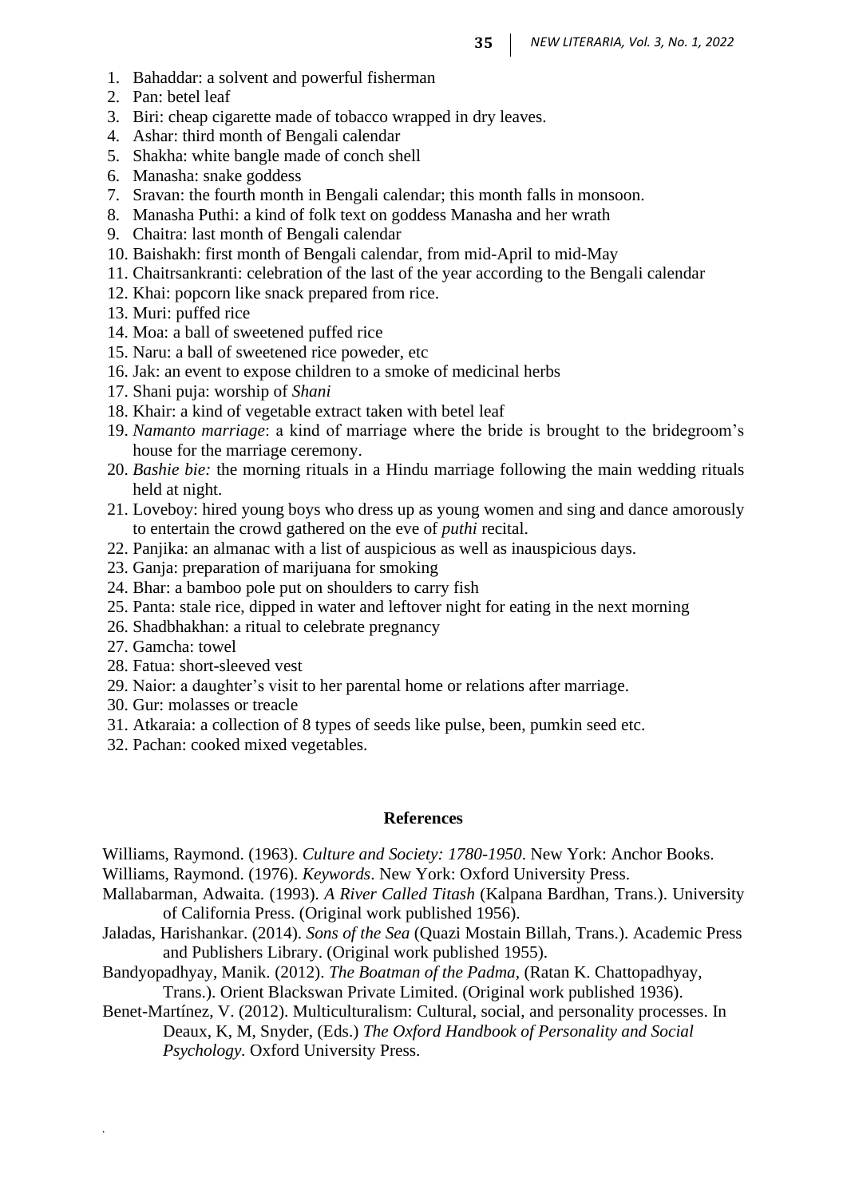1. Bahaddar: a solvent and powerful fisherman
2. Pan: betel leaf
3. Biri: cheap cigarette made of tobacco wrapped in dry leaves.
4. Ashar: third month of Bengali calendar
5. Shakha: white bangle made of conch shell
6. Manasha: snake goddess
7. Sravan: the fourth month in Bengali calendar; this month falls in monsoon.
8. Manasha Puthi: a kind of folk text on goddess Manasha and her wrath
9. Chaitra: last month of Bengali calendar
10. Baishakh: first month of Bengali calendar, from mid-April to mid-May
11. Chaitrsankranti: celebration of the last of the year according to the Bengali calendar
12. Khai: popcorn like snack prepared from rice.
13. Muri: puffed rice
14. Moa: a ball of sweetened puffed rice
15. Naru: a ball of sweetened rice poweder, etc
16. Jak: an event to expose children to a smoke of medicinal herbs
17. Shani puja: worship of *Shani*
18. Khair: a kind of vegetable extract taken with betel leaf
19. *Namanto marriage*: a kind of marriage where the bride is brought to the bridegroom's house for the marriage ceremony.
20. *Bashie bie:* the morning rituals in a Hindu marriage following the main wedding rituals held at night.
21. Loveboy: hired young boys who dress up as young women and sing and dance amorously to entertain the crowd gathered on the eve of *puthi* recital.
22. Panjika: an almanac with a list of auspicious as well as inauspicious days.
23. Ganja: preparation of marijuana for smoking
24. Bhar: a bamboo pole put on shoulders to carry fish
25. Panta: stale rice, dipped in water and leftover night for eating in the next morning
26. Shadbhakhan: a ritual to celebrate pregnancy
27. Gamcha: towel
28. Fatua: short-sleeved vest
29. Naior: a daughter's visit to her parental home or relations after marriage.
30. Gur: molasses or treacle
31. Atkaraia: a collection of 8 types of seeds like pulse, been, pumkin seed etc.
32. Pachan: cooked mixed vegetables.

## References

Williams, Raymond. (1963). *Culture and Society: 1780-1950*. New York: Anchor Books.

Williams, Raymond. (1976). *Keywords*. New York: Oxford University Press.

Mallabarman, Adwaita. (1993). *A River Called Titash* (Kalpana Bardhan, Trans.). University of California Press. (Original work published 1956).

Jaladas, Harishankar. (2014). *Sons of the Sea* (Quazi Mostain Billah, Trans.). Academic Press and Publishers Library. (Original work published 1955).

Bandyopadhyay, Manik. (2012). *The Boatman of the Padma*, (Ratan K. Chattopadhyay, Trans.). Orient Blackswan Private Limited. (Original work published 1936).

Benet-Martínez, V. (2012). Multiculturalism: Cultural, social, and personality processes. In Deaux, K, M, Snyder, (Eds.) *The Oxford Handbook of Personality and Social Psychology*. Oxford University Press.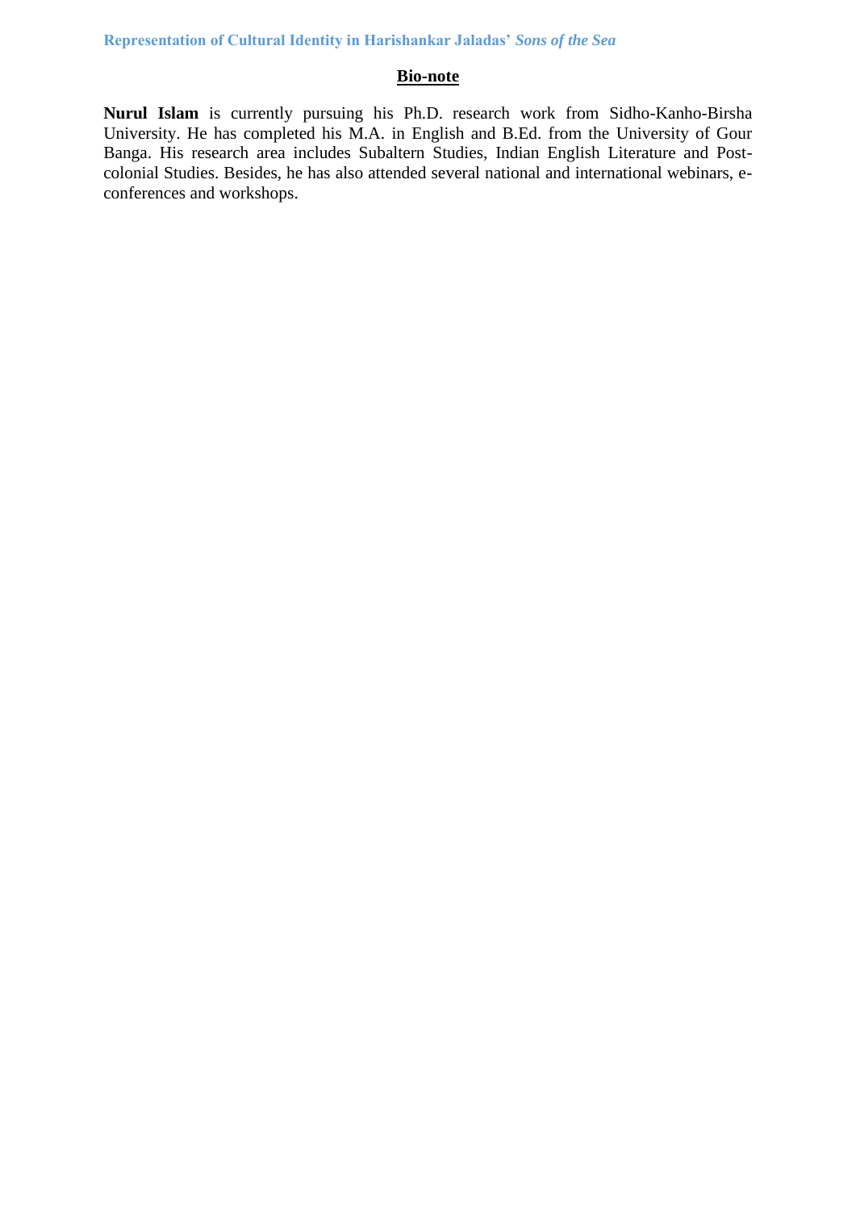## Bio-note

**Nurul Islam** is currently pursuing his Ph.D. research work from Sidho-Kanho-Birsha University. He has completed his M.A. in English and B.Ed. from the University of Gour Banga. His research area includes Subaltern Studies, Indian English Literature and Post-colonial Studies. Besides, he has also attended several national and international webinars, e-conferences and workshops.